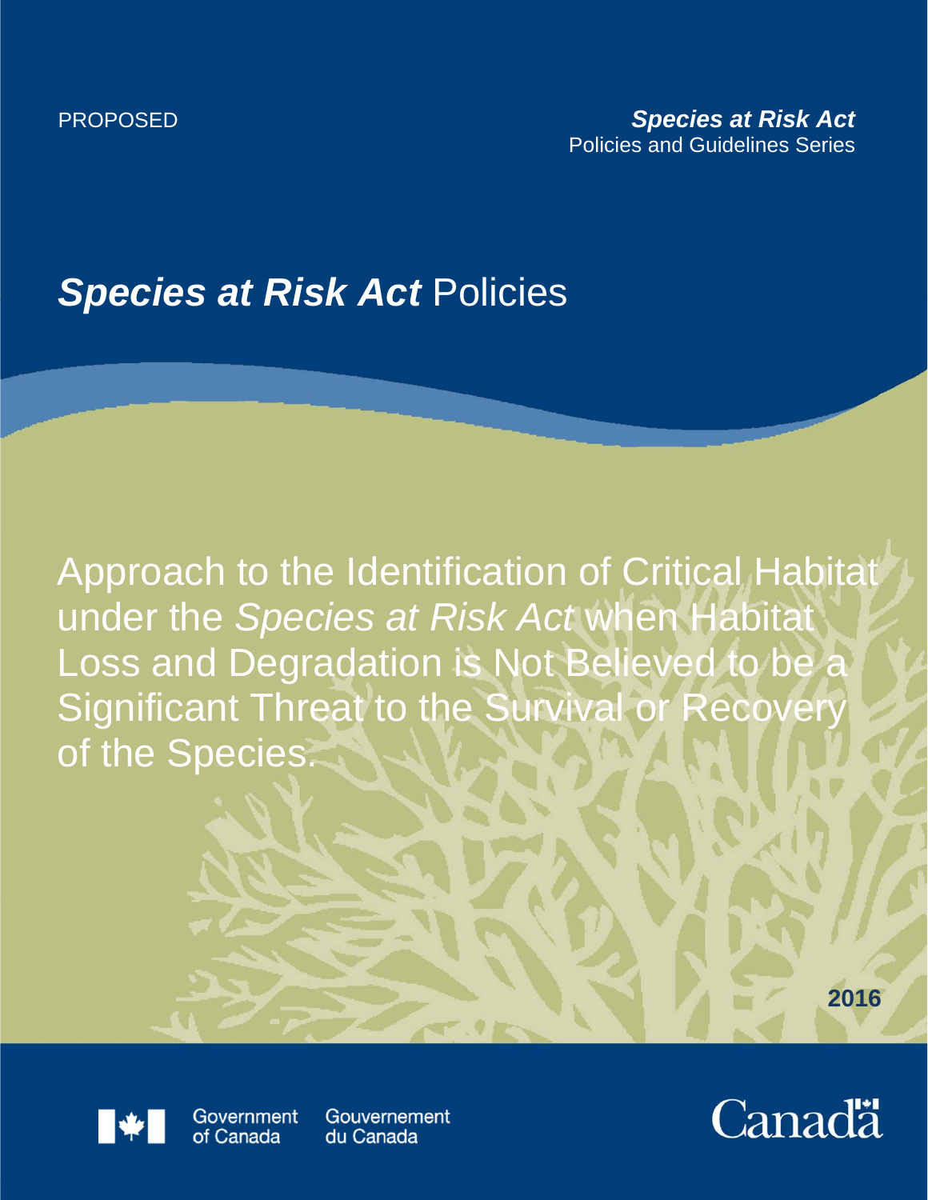PROPOSED

***Species at Risk Act***
Policies and Guidelines Series

# ***Species at Risk Act*** Policies

## Approach to the Identification of Critical Habitat under the *Species at Risk Act* when Habitat Loss and Degradation is Not Believed to be a Significant Threat to the Survival or Recovery of the Species.

**2016**

Government of Canada Gouvernement du Canada

Canada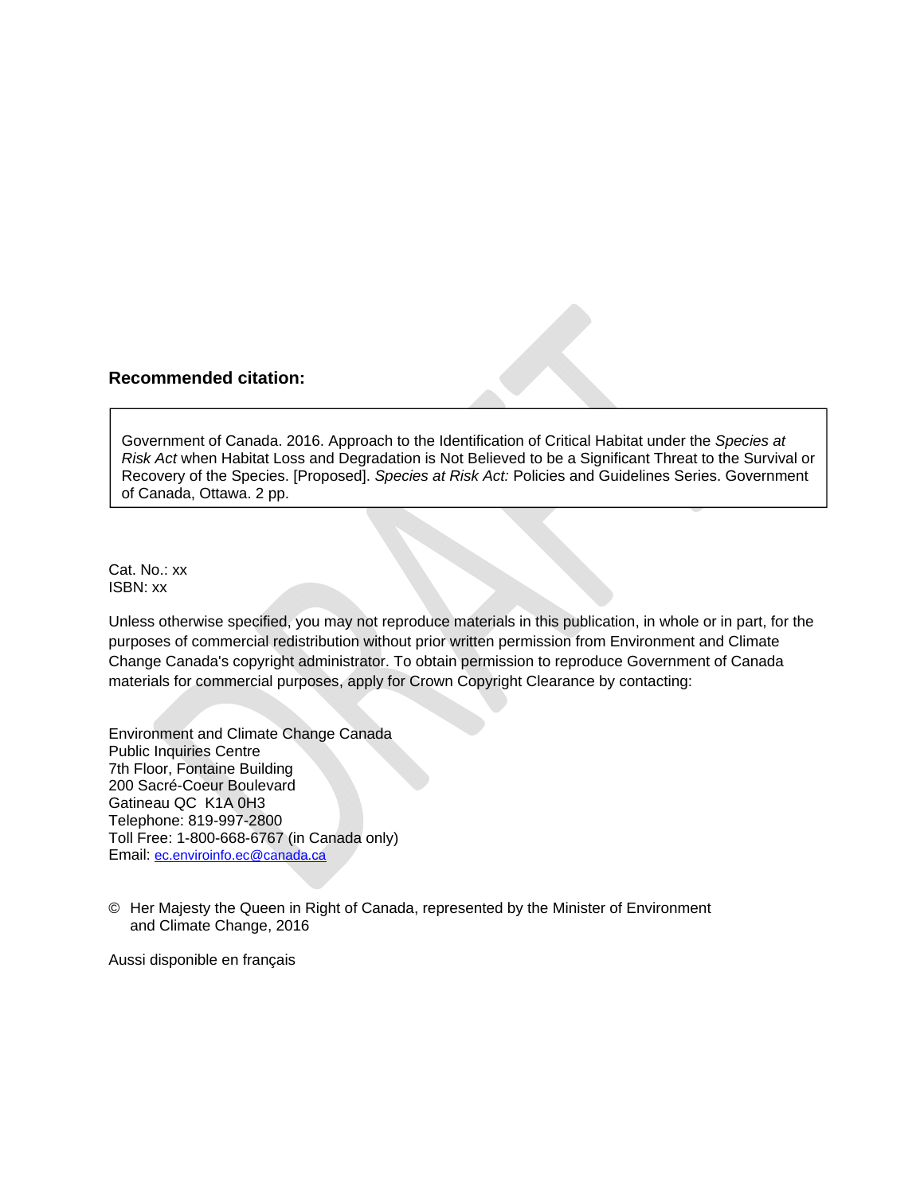**Recommended citation:**

> Government of Canada. 2016. Approach to the Identification of Critical Habitat under the *Species at Risk Act* when Habitat Loss and Degradation is Not Believed to be a Significant Threat to the Survival or Recovery of the Species. [Proposed]. *Species at Risk Act:* Policies and Guidelines Series. Government of Canada, Ottawa. 2 pp.

Cat. No.: xx
ISBN: xx

Unless otherwise specified, you may not reproduce materials in this publication, in whole or in part, for the purposes of commercial redistribution without prior written permission from Environment and Climate Change Canada's copyright administrator. To obtain permission to reproduce Government of Canada materials for commercial purposes, apply for Crown Copyright Clearance by contacting:

Environment and Climate Change Canada
Public Inquiries Centre
7th Floor, Fontaine Building
200 Sacré-Coeur Boulevard
Gatineau QC K1A 0H3
Telephone: 819-997-2800
Toll Free: 1-800-668-6767 (in Canada only)
Email: ec.enviroinfo.ec@canada.ca

© Her Majesty the Queen in Right of Canada, represented by the Minister of Environment and Climate Change, 2016

Aussi disponible en français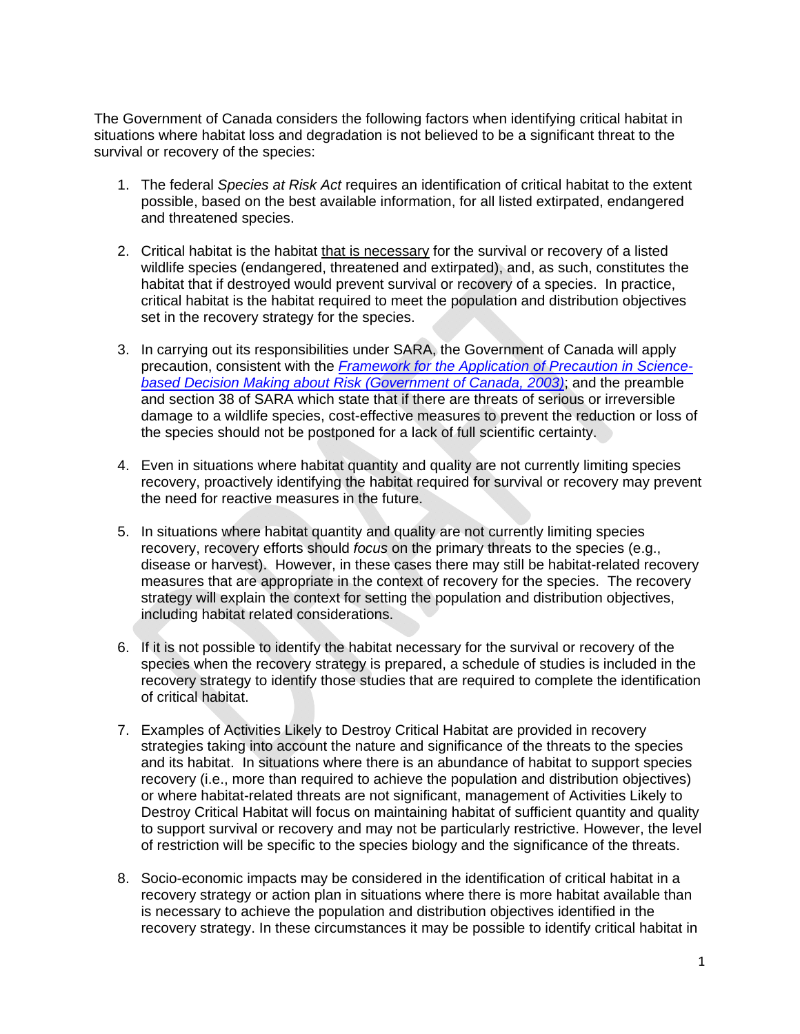The Government of Canada considers the following factors when identifying critical habitat in situations where habitat loss and degradation is not believed to be a significant threat to the survival or recovery of the species:

1. The federal *Species at Risk Act* requires an identification of critical habitat to the extent possible, based on the best available information, for all listed extirpated, endangered and threatened species.

2. Critical habitat is the habitat <u>that is necessary</u> for the survival or recovery of a listed wildlife species (endangered, threatened and extirpated), and, as such, constitutes the habitat that if destroyed would prevent survival or recovery of a species. In practice, critical habitat is the habitat required to meet the population and distribution objectives set in the recovery strategy for the species.

3. In carrying out its responsibilities under SARA, the Government of Canada will apply precaution, consistent with the [*Framework for the Application of Precaution in Science-based Decision Making about Risk (Government of Canada, 2003)*]; and the preamble and section 38 of SARA which state that if there are threats of serious or irreversible damage to a wildlife species, cost-effective measures to prevent the reduction or loss of the species should not be postponed for a lack of full scientific certainty.

4. Even in situations where habitat quantity and quality are not currently limiting species recovery, proactively identifying the habitat required for survival or recovery may prevent the need for reactive measures in the future.

5. In situations where habitat quantity and quality are not currently limiting species recovery, recovery efforts should *focus* on the primary threats to the species (e.g., disease or harvest). However, in these cases there may still be habitat-related recovery measures that are appropriate in the context of recovery for the species. The recovery strategy will explain the context for setting the population and distribution objectives, including habitat related considerations.

6. If it is not possible to identify the habitat necessary for the survival or recovery of the species when the recovery strategy is prepared, a schedule of studies is included in the recovery strategy to identify those studies that are required to complete the identification of critical habitat.

7. Examples of Activities Likely to Destroy Critical Habitat are provided in recovery strategies taking into account the nature and significance of the threats to the species and its habitat. In situations where there is an abundance of habitat to support species recovery (i.e., more than required to achieve the population and distribution objectives) or where habitat-related threats are not significant, management of Activities Likely to Destroy Critical Habitat will focus on maintaining habitat of sufficient quantity and quality to support survival or recovery and may not be particularly restrictive. However, the level of restriction will be specific to the species biology and the significance of the threats.

8. Socio-economic impacts may be considered in the identification of critical habitat in a recovery strategy or action plan in situations where there is more habitat available than is necessary to achieve the population and distribution objectives identified in the recovery strategy. In these circumstances it may be possible to identify critical habitat in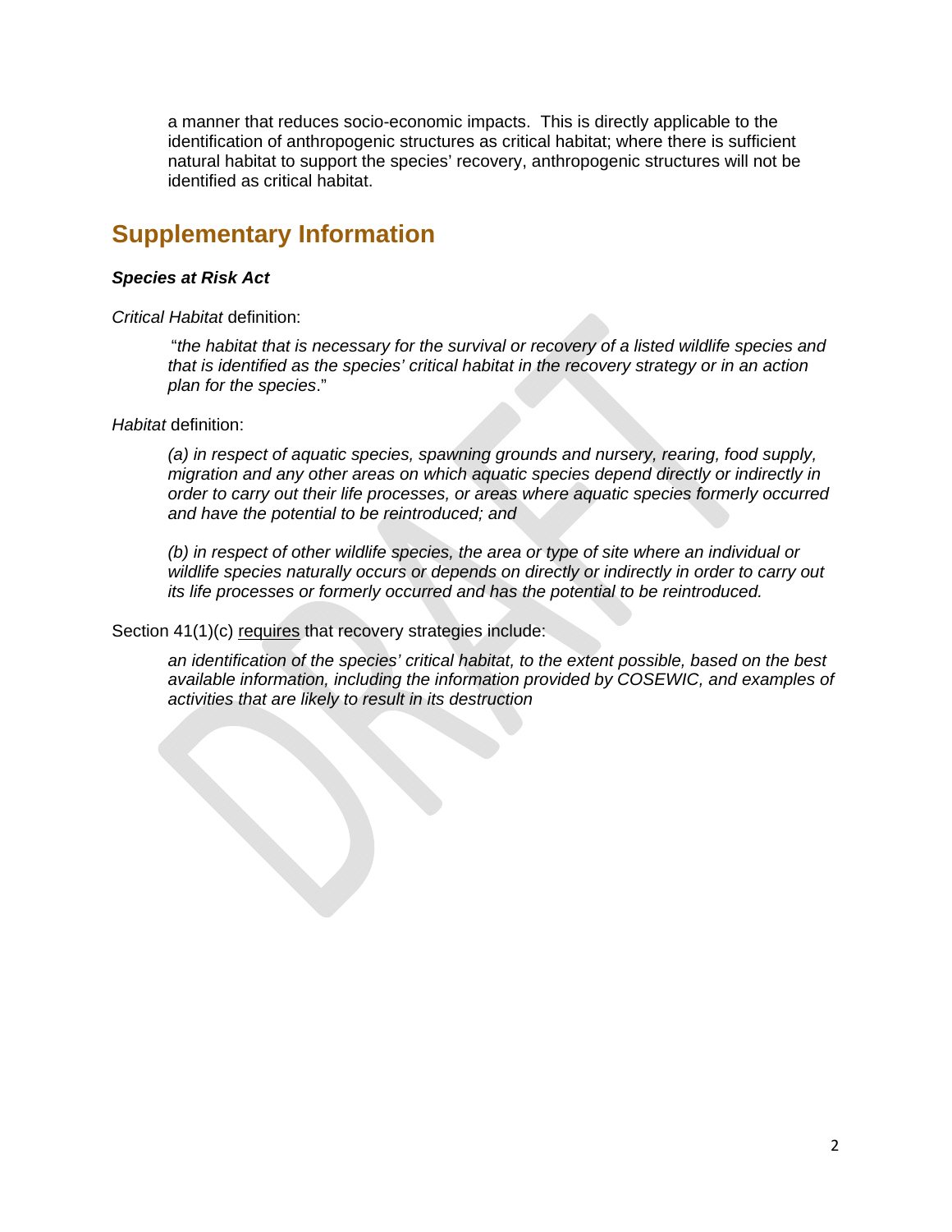a manner that reduces socio-economic impacts. This is directly applicable to the identification of anthropogenic structures as critical habitat; where there is sufficient natural habitat to support the species' recovery, anthropogenic structures will not be identified as critical habitat.

## Supplementary Information

***Species at Risk Act***

*Critical Habitat* definition:

> "*the habitat that is necessary for the survival or recovery of a listed wildlife species and that is identified as the species' critical habitat in the recovery strategy or in an action plan for the species*."

*Habitat* definition:

> *(a) in respect of aquatic species, spawning grounds and nursery, rearing, food supply, migration and any other areas on which aquatic species depend directly or indirectly in order to carry out their life processes, or areas where aquatic species formerly occurred and have the potential to be reintroduced; and*
>
> *(b) in respect of other wildlife species, the area or type of site where an individual or wildlife species naturally occurs or depends on directly or indirectly in order to carry out its life processes or formerly occurred and has the potential to be reintroduced.*

Section 41(1)(c) requires that recovery strategies include:

> *an identification of the species' critical habitat, to the extent possible, based on the best available information, including the information provided by COSEWIC, and examples of activities that are likely to result in its destruction*